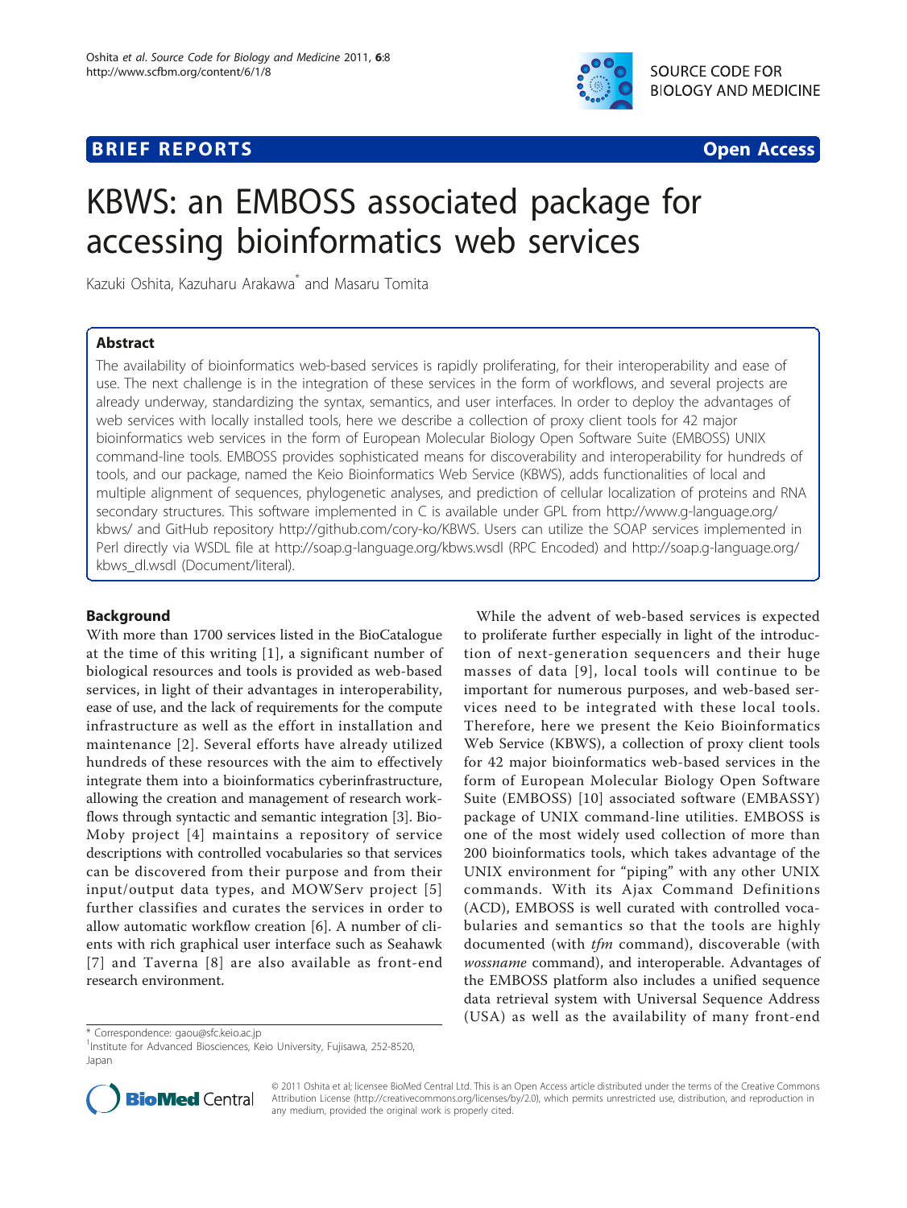# KBWS: an EMBOSS associated package for accessing bioinformatics web services

Kazuki Oshita, Kazuharu Arakawa* and Masaru Tomita

## Abstract

The availability of bioinformatics web-based services is rapidly proliferating, for their interoperability and ease of use. The next challenge is in the integration of these services in the form of workflows, and several projects are already underway, standardizing the syntax, semantics, and user interfaces. In order to deploy the advantages of web services with locally installed tools, here we describe a collection of proxy client tools for 42 major bioinformatics web services in the form of European Molecular Biology Open Software Suite (EMBOSS) UNIX command-line tools. EMBOSS provides sophisticated means for discoverability and interoperability for hundreds of tools, and our package, named the Keio Bioinformatics Web Service (KBWS), adds functionalities of local and multiple alignment of sequences, phylogenetic analyses, and prediction of cellular localization of proteins and RNA secondary structures. This software implemented in C is available under GPL from http://www.g-language.org/kbws/ and GitHub repository http://github.com/cory-ko/KBWS. Users can utilize the SOAP services implemented in Perl directly via WSDL file at http://soap.g-language.org/kbws.wsdl (RPC Encoded) and http://soap.g-language.org/kbws_dl.wsdl (Document/literal).

## Background

With more than 1700 services listed in the BioCatalogue at the time of this writing [1], a significant number of biological resources and tools is provided as web-based services, in light of their advantages in interoperability, ease of use, and the lack of requirements for the compute infrastructure as well as the effort in installation and maintenance [2]. Several efforts have already utilized hundreds of these resources with the aim to effectively integrate them into a bioinformatics cyberinfrastructure, allowing the creation and management of research workflows through syntactic and semantic integration [3]. BioMoby project [4] maintains a repository of service descriptions with controlled vocabularies so that services can be discovered from their purpose and from their input/output data types, and MOWServ project [5] further classifies and curates the services in order to allow automatic workflow creation [6]. A number of clients with rich graphical user interface such as Seahawk [7] and Taverna [8] are also available as front-end research environment.

While the advent of web-based services is expected to proliferate further especially in light of the introduction of next-generation sequencers and their huge masses of data [9], local tools will continue to be important for numerous purposes, and web-based services need to be integrated with these local tools. Therefore, here we present the Keio Bioinformatics Web Service (KBWS), a collection of proxy client tools for 42 major bioinformatics web-based services in the form of European Molecular Biology Open Software Suite (EMBOSS) [10] associated software (EMBASSY) package of UNIX command-line utilities. EMBOSS is one of the most widely used collection of more than 200 bioinformatics tools, which takes advantage of the UNIX environment for "piping" with any other UNIX commands. With its Ajax Command Definitions (ACD), EMBOSS is well curated with controlled vocabularies and semantics so that the tools are highly documented (with *tfm* command), discoverable (with *wossname* command), and interoperable. Advantages of the EMBOSS platform also includes a unified sequence data retrieval system with Universal Sequence Address (USA) as well as the availability of many front-end

* Correspondence: gaou@sfc.keio.ac.jp
[1]Institute for Advanced Biosciences, Keio University, Fujisawa, 252-8520, Japan

© 2011 Oshita et al; licensee BioMed Central Ltd. This is an Open Access article distributed under the terms of the Creative Commons Attribution License (http://creativecommons.org/licenses/by/2.0), which permits unrestricted use, distribution, and reproduction in any medium, provided the original work is properly cited.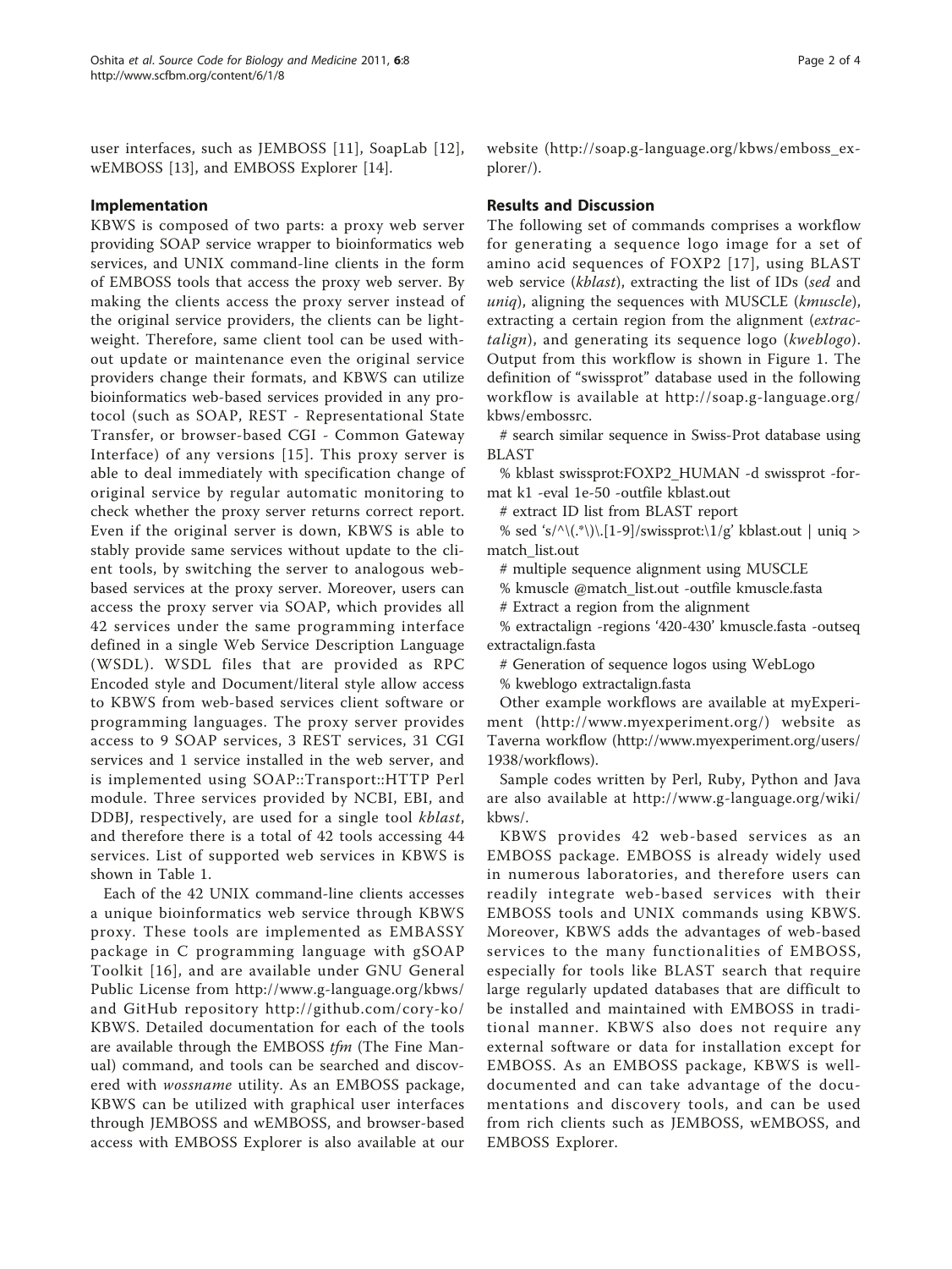user interfaces, such as JEMBOSS [11], SoapLab [12], wEMBOSS [13], and EMBOSS Explorer [14].

## Implementation

KBWS is composed of two parts: a proxy web server providing SOAP service wrapper to bioinformatics web services, and UNIX command-line clients in the form of EMBOSS tools that access the proxy web server. By making the clients access the proxy server instead of the original service providers, the clients can be lightweight. Therefore, same client tool can be used without update or maintenance even the original service providers change their formats, and KBWS can utilize bioinformatics web-based services provided in any protocol (such as SOAP, REST - Representational State Transfer, or browser-based CGI - Common Gateway Interface) of any versions [15]. This proxy server is able to deal immediately with specification change of original service by regular automatic monitoring to check whether the proxy server returns correct report. Even if the original server is down, KBWS is able to stably provide same services without update to the client tools, by switching the server to analogous web-based services at the proxy server. Moreover, users can access the proxy server via SOAP, which provides all 42 services under the same programming interface defined in a single Web Service Description Language (WSDL). WSDL files that are provided as RPC Encoded style and Document/literal style allow access to KBWS from web-based services client software or programming languages. The proxy server provides access to 9 SOAP services, 3 REST services, 31 CGI services and 1 service installed in the web server, and is implemented using SOAP::Transport::HTTP Perl module. Three services provided by NCBI, EBI, and DDBJ, respectively, are used for a single tool *kblast*, and therefore there is a total of 42 tools accessing 44 services. List of supported web services in KBWS is shown in Table 1.

Each of the 42 UNIX command-line clients accesses a unique bioinformatics web service through KBWS proxy. These tools are implemented as EMBASSY package in C programming language with gSOAP Toolkit [16], and are available under GNU General Public License from http://www.g-language.org/kbws/ and GitHub repository http://github.com/cory-ko/KBWS. Detailed documentation for each of the tools are available through the EMBOSS *tfm* (The Fine Manual) command, and tools can be searched and discovered with *wossname* utility. As an EMBOSS package, KBWS can be utilized with graphical user interfaces through JEMBOSS and wEMBOSS, and browser-based access with EMBOSS Explorer is also available at our website (http://soap.g-language.org/kbws/emboss_explorer/).

## Results and Discussion

The following set of commands comprises a workflow for generating a sequence logo image for a set of amino acid sequences of FOXP2 [17], using BLAST web service (*kblast*), extracting the list of IDs (*sed* and *uniq*), aligning the sequences with MUSCLE (*kmuscle*), extracting a certain region from the alignment (*extractalign*), and generating its sequence logo (*kweblogo*). Output from this workflow is shown in Figure 1. The definition of "swissprot" database used in the following workflow is available at http://soap.g-language.org/kbws/embossrc.

```
# search similar sequence in Swiss-Prot database using BLAST
% kblast swissprot:FOXP2_HUMAN -d swissprot -format k1 -eval 1e-50 -outfile kblast.out
# extract ID list from BLAST report
% sed 's/^\(.*\)\.[1-9]/swissprot:\1/g' kblast.out | uniq > match_list.out
# multiple sequence alignment using MUSCLE
% kmuscle @match_list.out -outfile kmuscle.fasta
# Extract a region from the alignment
% extractalign -regions '420-430' kmuscle.fasta -outseq extractalign.fasta
# Generation of sequence logos using WebLogo
% kweblogo extractalign.fasta
```

Other example workflows are available at myExperiment (http://www.myexperiment.org/) website as Taverna workflow (http://www.myexperiment.org/users/1938/workflows).

Sample codes written by Perl, Ruby, Python and Java are also available at http://www.g-language.org/wiki/kbws/.

KBWS provides 42 web-based services as an EMBOSS package. EMBOSS is already widely used in numerous laboratories, and therefore users can readily integrate web-based services with their EMBOSS tools and UNIX commands using KBWS. Moreover, KBWS adds the advantages of web-based services to the many functionalities of EMBOSS, especially for tools like BLAST search that require large regularly updated databases that are difficult to be installed and maintained with EMBOSS in traditional manner. KBWS also does not require any external software or data for installation except for EMBOSS. As an EMBOSS package, KBWS is well-documented and can take advantage of the documentations and discovery tools, and can be used from rich clients such as JEMBOSS, wEMBOSS, and EMBOSS Explorer.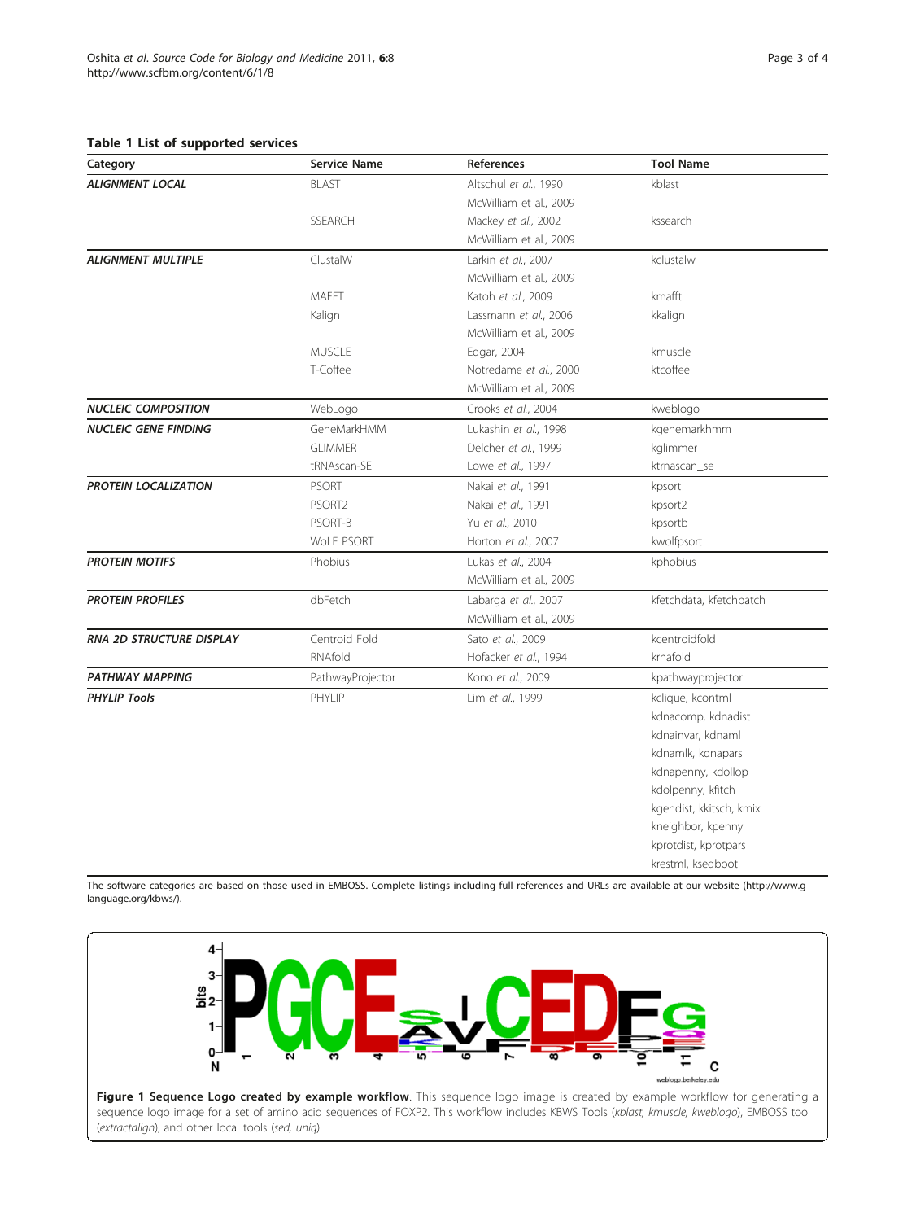**Table 1 List of supported services**

| Category | Service Name | References | Tool Name |
|---|---|---|---|
| ***ALIGNMENT LOCAL*** | BLAST | Altschul *et al.*, 1990 | kblast |
| | | McWilliam et al., 2009 | |
| | SSEARCH | Mackey *et al.*, 2002 | kssearch |
| | | McWilliam et al., 2009 | |
| ***ALIGNMENT MULTIPLE*** | ClustalW | Larkin *et al.*, 2007 | kclustalw |
| | | McWilliam et al., 2009 | |
| | MAFFT | Katoh *et al.*, 2009 | kmafft |
| | Kalign | Lassmann *et al.*, 2006 | kkalign |
| | | McWilliam et al., 2009 | |
| | MUSCLE | Edgar, 2004 | kmuscle |
| | T-Coffee | Notredame *et al.*, 2000 | ktcoffee |
| | | McWilliam et al., 2009 | |
| ***NUCLEIC COMPOSITION*** | WebLogo | Crooks *et al.*, 2004 | kweblogo |
| ***NUCLEIC GENE FINDING*** | GeneMarkHMM | Lukashin *et al.*, 1998 | kgenemarkhmm |
| | GLIMMER | Delcher *et al.*, 1999 | kglimmer |
| | tRNAscan-SE | Lowe *et al.*, 1997 | ktrnascan_se |
| ***PROTEIN LOCALIZATION*** | PSORT | Nakai *et al.*, 1991 | kpsort |
| | PSORT2 | Nakai *et al.*, 1991 | kpsort2 |
| | PSORT-B | Yu *et al.*, 2010 | kpsortb |
| | WoLF PSORT | Horton *et al.*, 2007 | kwolfpsort |
| ***PROTEIN MOTIFS*** | Phobius | Lukas *et al.*, 2004 | kphobius |
| | | McWilliam et al., 2009 | |
| ***PROTEIN PROFILES*** | dbFetch | Labarga *et al.*, 2007 | kfetchdata, kfetchbatch |
| | | McWilliam et al., 2009 | |
| ***RNA 2D STRUCTURE DISPLAY*** | Centroid Fold | Sato *et al.*, 2009 | kcentroidfold |
| | RNAfold | Hofacker *et al.*, 1994 | krnafold |
| ***PATHWAY MAPPING*** | PathwayProjector | Kono *et al.*, 2009 | kpathwayprojector |
| ***PHYLIP Tools*** | PHYLIP | Lim *et al.*, 1999 | kclique, kcontml |
| | | | kdnacomp, kdnadist |
| | | | kdnainvar, kdnaml |
| | | | kdnamlk, kdnapars |
| | | | kdnapenny, kdollop |
| | | | kdolpenny, kfitch |
| | | | kgendist, kkitsch, kmix |
| | | | kneighbor, kpenny |
| | | | kprotdist, kprotpars |
| | | | krestml, kseqboot |

The software categories are based on those used in EMBOSS. Complete listings including full references and URLs are available at our website (http://www.g-language.org/kbws/).

**Figure 1 Sequence Logo created by example workflow**. This sequence logo image is created by example workflow for generating a sequence logo image for a set of amino acid sequences of FOXP2. This workflow includes KBWS Tools (*kblast, kmuscle, kweblogo*), EMBOSS tool (*extractalign*), and other local tools (*sed, uniq*).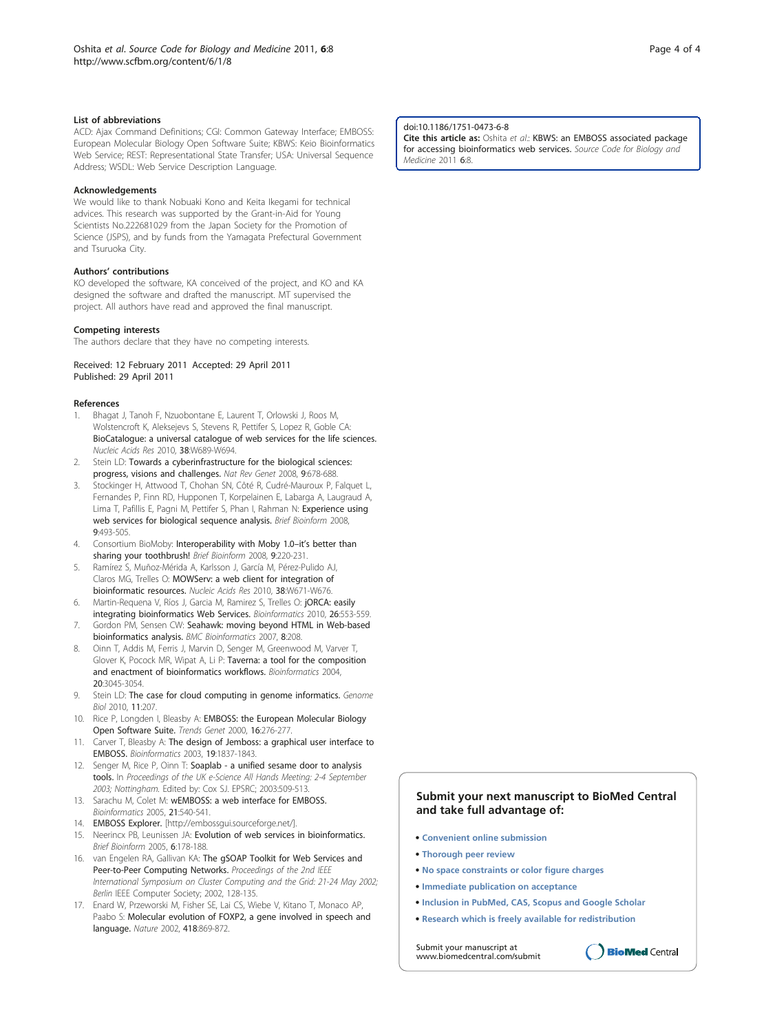### List of abbreviations

ACD: Ajax Command Definitions; CGI: Common Gateway Interface; EMBOSS: European Molecular Biology Open Software Suite; KBWS: Keio Bioinformatics Web Service; REST: Representational State Transfer; USA: Universal Sequence Address; WSDL: Web Service Description Language.

### Acknowledgements

We would like to thank Nobuaki Kono and Keita Ikegami for technical advices. This research was supported by the Grant-in-Aid for Young Scientists No.222681029 from the Japan Society for the Promotion of Science (JSPS), and by funds from the Yamagata Prefectural Government and Tsuruoka City.

### Authors' contributions

KO developed the software, KA conceived of the project, and KO and KA designed the software and drafted the manuscript. MT supervised the project. All authors have read and approved the final manuscript.

### Competing interests

The authors declare that they have no competing interests.

Received: 12 February 2011 Accepted: 29 April 2011
Published: 29 April 2011

### References

1. Bhagat J, Tanoh F, Nzuobontane E, Laurent T, Orlowski J, Roos M, Wolstencroft K, Aleksejevs S, Stevens R, Pettifer S, Lopez R, Goble CA: **BioCatalogue: a universal catalogue of web services for the life sciences.** *Nucleic Acids Res* 2010, **38**:W689-W694.
2. Stein LD: **Towards a cyberinfrastructure for the biological sciences: progress, visions and challenges.** *Nat Rev Genet* 2008, **9**:678-688.
3. Stockinger H, Attwood T, Chohan SN, Côté R, Cudré-Mauroux P, Falquet L, Fernandes P, Finn RD, Hupponen T, Korpelainen E, Labarga A, Laugraud A, Lima T, Pafillis E, Pagni M, Pettifer S, Phan I, Rahman N: **Experience using web services for biological sequence analysis.** *Brief Bioinform* 2008, **9**:493-505.
4. Consortium BioMoby: **Interoperability with Moby 1.0–it's better than sharing your toothbrush!** *Brief Bioinform* 2008, **9**:220-231.
5. Ramírez S, Muñoz-Mérida A, Karlsson J, García M, Pérez-Pulido AJ, Claros MG, Trelles O: **MOWServ: a web client for integration of bioinformatic resources.** *Nucleic Acids Res* 2010, **38**:W671-W676.
6. Martin-Requena V, Ríos J, Garcia M, Ramirez S, Trelles O: **jORCA: easily integrating bioinformatics Web Services.** *Bioinformatics* 2010, **26**:553-559.
7. Gordon PM, Sensen CW: **Seahawk: moving beyond HTML in Web-based bioinformatics analysis.** *BMC Bioinformatics* 2007, **8**:208.
8. Oinn T, Addis M, Ferris J, Marvin D, Senger M, Greenwood M, Varver T, Glover K, Pocock MR, Wipat A, Li P: **Taverna: a tool for the composition and enactment of bioinformatics workflows.** *Bioinformatics* 2004, **20**:3045-3054.
9. Stein LD: **The case for cloud computing in genome informatics.** *Genome Biol* 2010, **11**:207.
10. Rice P, Longden I, Bleasby A: **EMBOSS: the European Molecular Biology Open Software Suite.** *Trends Genet* 2000, **16**:276-277.
11. Carver T, Bleasby A: **The design of Jemboss: a graphical user interface to EMBOSS.** *Bioinformatics* 2003, **19**:1837-1843.
12. Senger M, Rice P, Oinn T: **Soaplab - a unified sesame door to analysis tools.** In *Proceedings of the UK e-Science All Hands Meeting: 2-4 September 2003; Nottingham.* Edited by: Cox SJ. EPSRC; 2003:509-513.
13. Sarachu M, Colet M: **wEMBOSS: a web interface for EMBOSS.** *Bioinformatics* 2005, **21**:540-541.
14. **EMBOSS Explorer.** [http://embossgui.sourceforge.net/].
15. Neerincx PB, Leunissen JA: **Evolution of web services in bioinformatics.** *Brief Bioinform* 2005, **6**:178-188.
16. van Engelen RA, Gallivan KA: **The gSOAP Toolkit for Web Services and Peer-to-Peer Computing Networks.** *Proceedings of the 2nd IEEE International Symposium on Cluster Computing and the Grid: 21-24 May 2002; Berlin* IEEE Computer Society; 2002, 128-135.
17. Enard W, Przeworski M, Fisher SE, Lai CS, Wiebe V, Kitano T, Monaco AP, Paabo S: **Molecular evolution of FOXP2, a gene involved in speech and language.** *Nature* 2002, **418**:869-872.

doi:10.1186/1751-0473-6-8
**Cite this article as:** Oshita *et al.*: KBWS: an EMBOSS associated package for accessing bioinformatics web services. *Source Code for Biology and Medicine* 2011 **6**:8.

**Submit your next manuscript to BioMed Central and take full advantage of:**

- **Convenient online submission**
- **Thorough peer review**
- **No space constraints or color figure charges**
- **Immediate publication on acceptance**
- **Inclusion in PubMed, CAS, Scopus and Google Scholar**
- **Research which is freely available for redistribution**

Submit your manuscript at
www.biomedcentral.com/submit

BioMed Central